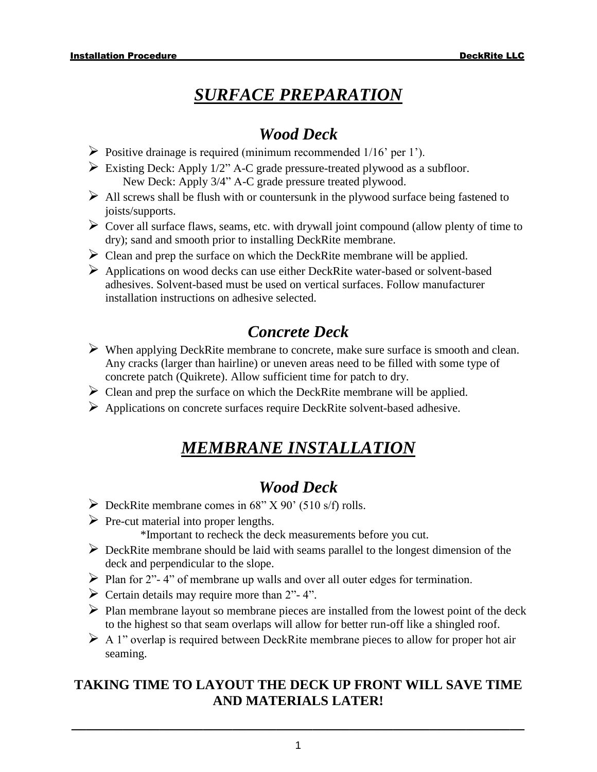# ***SURFACE PREPARATION***

## *Wood Deck*

- Positive drainage is required (minimum recommended 1/16' per 1').
- Existing Deck: Apply 1/2" A-C grade pressure-treated plywood as a subfloor.
  New Deck: Apply 3/4" A-C grade pressure treated plywood.
- All screws shall be flush with or countersunk in the plywood surface being fastened to joists/supports.
- Cover all surface flaws, seams, etc. with drywall joint compound (allow plenty of time to dry); sand and smooth prior to installing DeckRite membrane.
- Clean and prep the surface on which the DeckRite membrane will be applied.
- Applications on wood decks can use either DeckRite water-based or solvent-based adhesives. Solvent-based must be used on vertical surfaces. Follow manufacturer installation instructions on adhesive selected.

## *Concrete Deck*

- When applying DeckRite membrane to concrete, make sure surface is smooth and clean. Any cracks (larger than hairline) or uneven areas need to be filled with some type of concrete patch (Quikrete). Allow sufficient time for patch to dry.
- Clean and prep the surface on which the DeckRite membrane will be applied.
- Applications on concrete surfaces require DeckRite solvent-based adhesive.

# ***MEMBRANE INSTALLATION***

## *Wood Deck*

- DeckRite membrane comes in 68" X 90' (510 s/f) rolls.
- Pre-cut material into proper lengths.
  *Important to recheck the deck measurements before you cut.
- DeckRite membrane should be laid with seams parallel to the longest dimension of the deck and perpendicular to the slope.
- Plan for 2"- 4" of membrane up walls and over all outer edges for termination.
- Certain details may require more than 2"- 4".
- Plan membrane layout so membrane pieces are installed from the lowest point of the deck to the highest so that seam overlaps will allow for better run-off like a shingled roof.
- A 1" overlap is required between DeckRite membrane pieces to allow for proper hot air seaming.

**TAKING TIME TO LAYOUT THE DECK UP FRONT WILL SAVE TIME AND MATERIALS LATER!**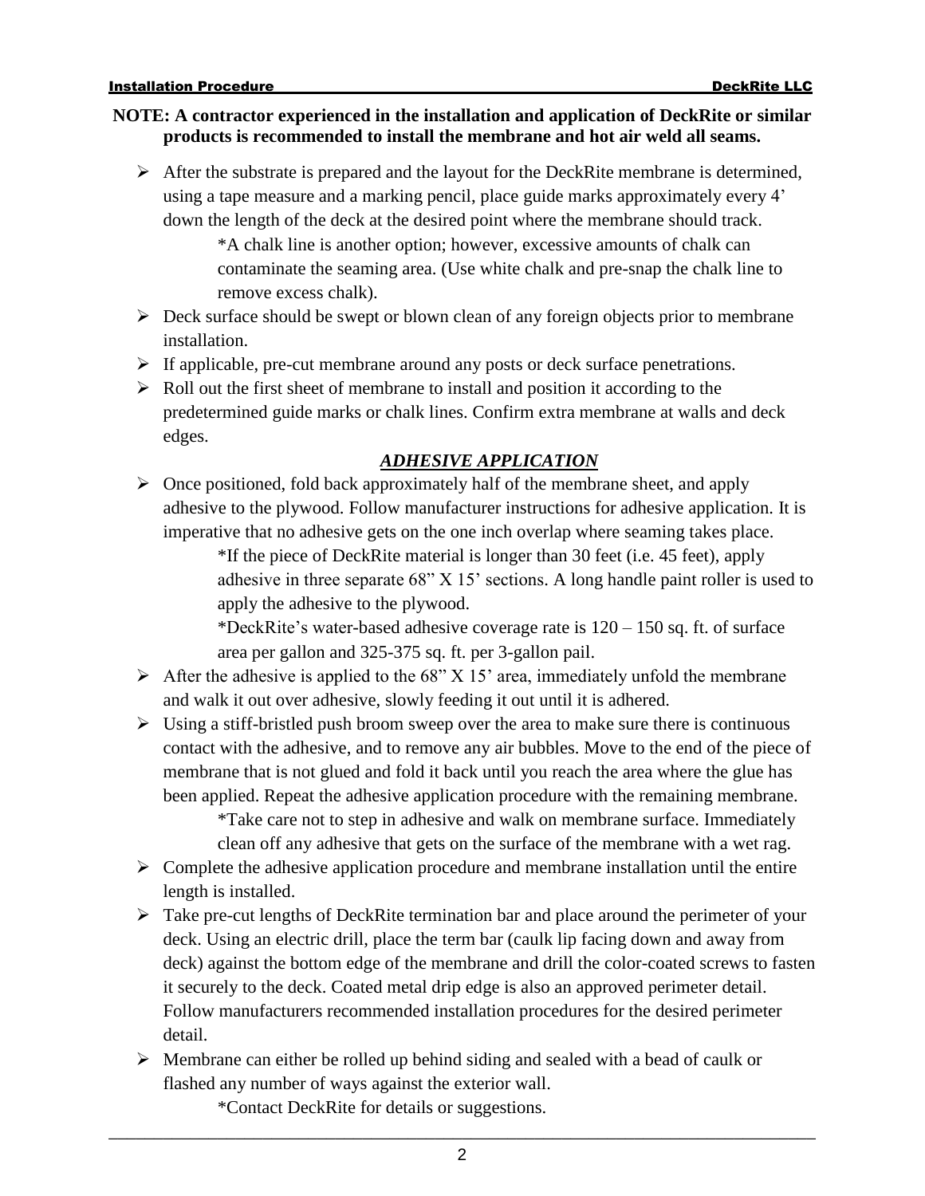**NOTE: A contractor experienced in the installation and application of DeckRite or similar products is recommended to install the membrane and hot air weld all seams.**

- After the substrate is prepared and the layout for the DeckRite membrane is determined, using a tape measure and a marking pencil, place guide marks approximately every 4' down the length of the deck at the desired point where the membrane should track.

  *A chalk line is another option; however, excessive amounts of chalk can contaminate the seaming area. (Use white chalk and pre-snap the chalk line to remove excess chalk).
- Deck surface should be swept or blown clean of any foreign objects prior to membrane installation.
- If applicable, pre-cut membrane around any posts or deck surface penetrations.
- Roll out the first sheet of membrane to install and position it according to the predetermined guide marks or chalk lines. Confirm extra membrane at walls and deck edges.

## ***ADHESIVE APPLICATION***

- Once positioned, fold back approximately half of the membrane sheet, and apply adhesive to the plywood. Follow manufacturer instructions for adhesive application. It is imperative that no adhesive gets on the one inch overlap where seaming takes place.

  *If the piece of DeckRite material is longer than 30 feet (i.e. 45 feet), apply adhesive in three separate 68" X 15' sections. A long handle paint roller is used to apply the adhesive to the plywood.

  *DeckRite's water-based adhesive coverage rate is 120 – 150 sq. ft. of surface area per gallon and 325-375 sq. ft. per 3-gallon pail.
- After the adhesive is applied to the 68" X 15' area, immediately unfold the membrane and walk it out over adhesive, slowly feeding it out until it is adhered.
- Using a stiff-bristled push broom sweep over the area to make sure there is continuous contact with the adhesive, and to remove any air bubbles. Move to the end of the piece of membrane that is not glued and fold it back until you reach the area where the glue has been applied. Repeat the adhesive application procedure with the remaining membrane.

  *Take care not to step in adhesive and walk on membrane surface. Immediately clean off any adhesive that gets on the surface of the membrane with a wet rag.
- Complete the adhesive application procedure and membrane installation until the entire length is installed.
- Take pre-cut lengths of DeckRite termination bar and place around the perimeter of your deck. Using an electric drill, place the term bar (caulk lip facing down and away from deck) against the bottom edge of the membrane and drill the color-coated screws to fasten it securely to the deck. Coated metal drip edge is also an approved perimeter detail. Follow manufacturers recommended installation procedures for the desired perimeter detail.
- Membrane can either be rolled up behind siding and sealed with a bead of caulk or flashed any number of ways against the exterior wall.

  *Contact DeckRite for details or suggestions.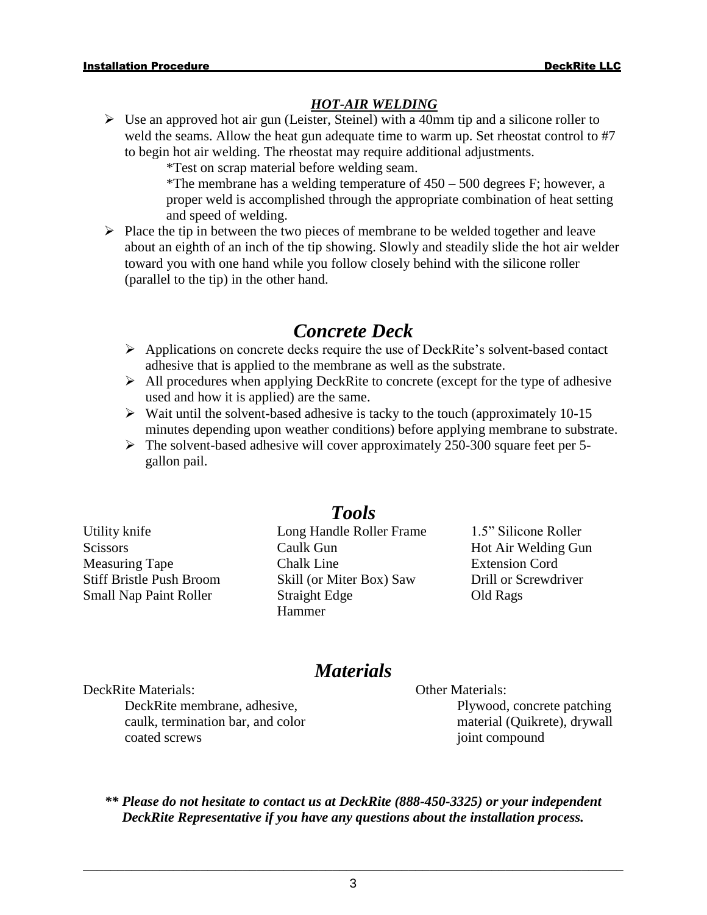### *HOT-AIR WELDING*

- Use an approved hot air gun (Leister, Steinel) with a 40mm tip and a silicone roller to weld the seams. Allow the heat gun adequate time to warm up. Set rheostat control to #7 to begin hot air welding. The rheostat may require additional adjustments.
  - *Test on scrap material before welding seam.
  - *The membrane has a welding temperature of 450 – 500 degrees F; however, a proper weld is accomplished through the appropriate combination of heat setting and speed of welding.
- Place the tip in between the two pieces of membrane to be welded together and leave about an eighth of an inch of the tip showing. Slowly and steadily slide the hot air welder toward you with one hand while you follow closely behind with the silicone roller (parallel to the tip) in the other hand.

## *Concrete Deck*

- Applications on concrete decks require the use of DeckRite's solvent-based contact adhesive that is applied to the membrane as well as the substrate.
- All procedures when applying DeckRite to concrete (except for the type of adhesive used and how it is applied) are the same.
- Wait until the solvent-based adhesive is tacky to the touch (approximately 10-15 minutes depending upon weather conditions) before applying membrane to substrate.
- The solvent-based adhesive will cover approximately 250-300 square feet per 5-gallon pail.

## *Tools*

| | | |
|---|---|---|
| Utility knife | Long Handle Roller Frame | 1.5" Silicone Roller |
| Scissors | Caulk Gun | Hot Air Welding Gun |
| Measuring Tape | Chalk Line | Extension Cord |
| Stiff Bristle Push Broom | Skill (or Miter Box) Saw | Drill or Screwdriver |
| Small Nap Paint Roller | Straight Edge | Old Rags |
| | Hammer | |

## *Materials*

DeckRite Materials:
DeckRite membrane, adhesive, caulk, termination bar, and color coated screws

Other Materials:
Plywood, concrete patching material (Quikrete), drywall joint compound

***\*\* Please do not hesitate to contact us at DeckRite (888-450-3325) or your independent DeckRite Representative if you have any questions about the installation process.***